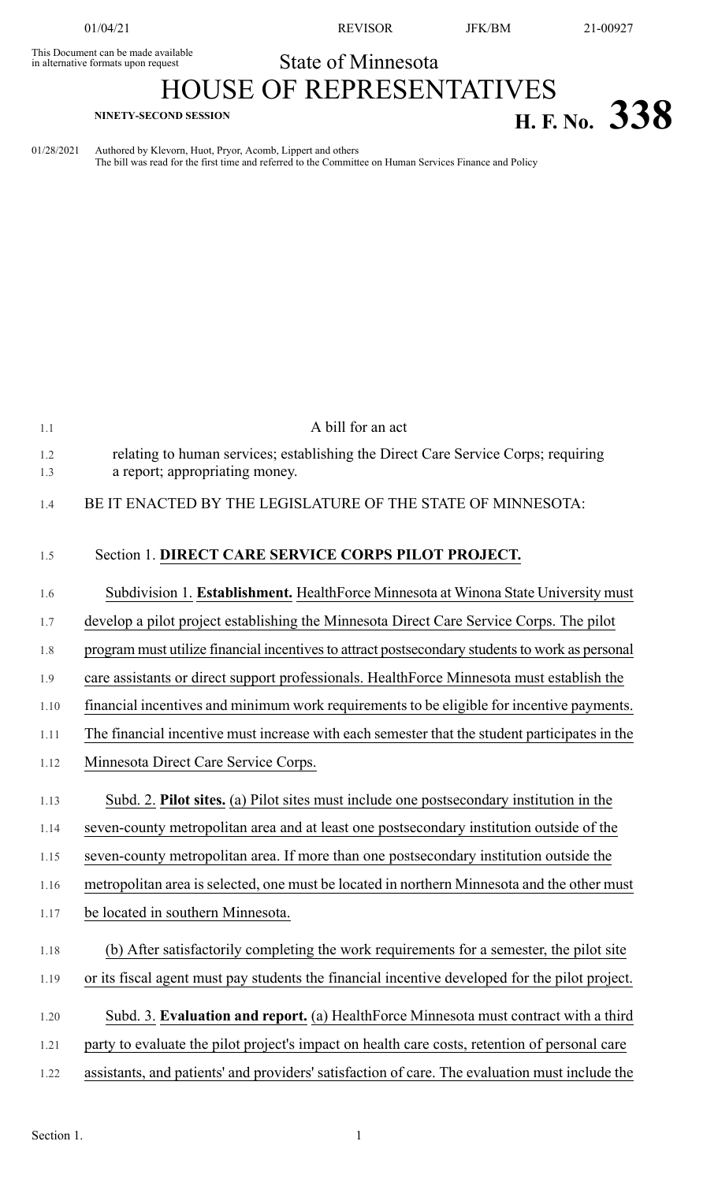This Document can be made available in alternative formats upon request

State of Minnesota

# HOUSE OF REPRESENTATIVES

**NINETY-SECOND SESSION**

# H. F. No. 338

01/28/2021 Authored by Klevorn, Huot, Pryor, Acomb, Lippert and others
The bill was read for the first time and referred to the Committee on Human Services Finance and Policy

A bill for an act

relating to human services; establishing the Direct Care Service Corps; requiring a report; appropriating money.

BE IT ENACTED BY THE LEGISLATURE OF THE STATE OF MINNESOTA:

Section 1. **DIRECT CARE SERVICE CORPS PILOT PROJECT.**

Subdivision 1. **Establishment.** HealthForce Minnesota at Winona State University must develop a pilot project establishing the Minnesota Direct Care Service Corps. The pilot program must utilize financial incentives to attract postsecondary students to work as personal care assistants or direct support professionals. HealthForce Minnesota must establish the financial incentives and minimum work requirements to be eligible for incentive payments. The financial incentive must increase with each semester that the student participates in the Minnesota Direct Care Service Corps.

Subd. 2. **Pilot sites.** (a) Pilot sites must include one postsecondary institution in the seven-county metropolitan area and at least one postsecondary institution outside of the seven-county metropolitan area. If more than one postsecondary institution outside the metropolitan area is selected, one must be located in northern Minnesota and the other must be located in southern Minnesota.

(b) After satisfactorily completing the work requirements for a semester, the pilot site or its fiscal agent must pay students the financial incentive developed for the pilot project.

Subd. 3. **Evaluation and report.** (a) HealthForce Minnesota must contract with a third party to evaluate the pilot project's impact on health care costs, retention of personal care assistants, and patients' and providers' satisfaction of care. The evaluation must include the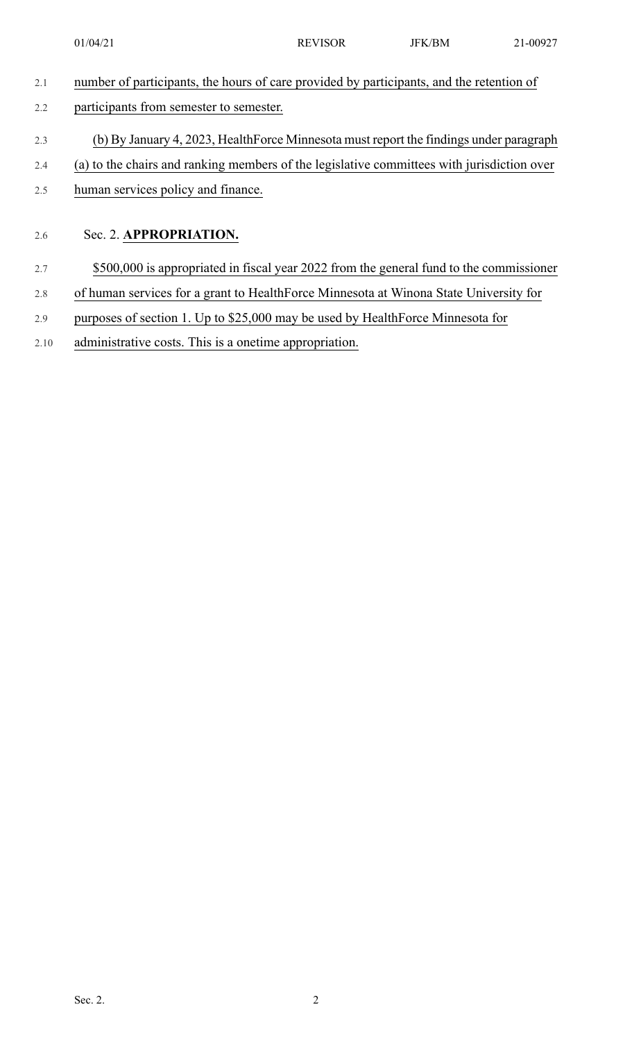number of participants, the hours of care provided by participants, and the retention of participants from semester to semester.

(b) By January 4, 2023, HealthForce Minnesota must report the findings under paragraph (a) to the chairs and ranking members of the legislative committees with jurisdiction over human services policy and finance.

Sec. 2. **APPROPRIATION.**

$500,000 is appropriated in fiscal year 2022 from the general fund to the commissioner of human services for a grant to HealthForce Minnesota at Winona State University for purposes of section 1. Up to $25,000 may be used by HealthForce Minnesota for administrative costs. This is a onetime appropriation.